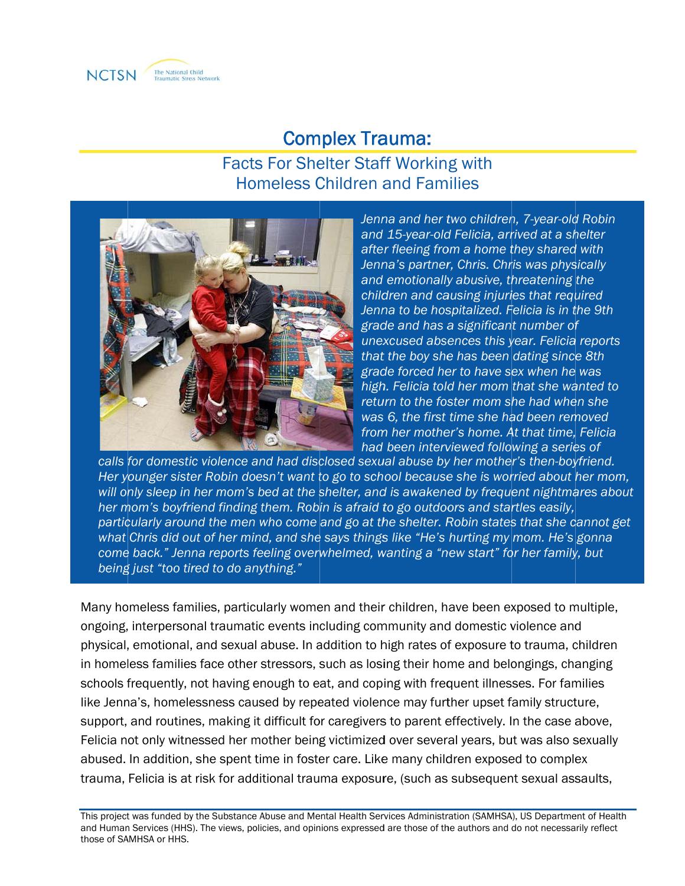NCTSN The National Child Traumatic Stress Network

# Complex Trauma:

## Facts For Shelter Staff Working with Homeless Children and Families

*Jenna and her two children, 7-year-old Robin and 15-year-old Felicia, arrived at a shelter after fleeing from a home they shared with Jenna's partner, Chris. Chris was physically and emotionally abusive, threatening the children and causing injuries that required Jenna to be hospitalized. Felicia is in the 9th grade and has a significant number of unexcused absences this year. Felicia reports that the boy she has been dating since 8th grade forced her to have sex when he was high. Felicia told her mom that she wanted to return to the foster mom she had when she was 6, the first time she had been removed from her mother's home. At that time, Felicia had been interviewed following a series of calls for domestic violence and had disclosed sexual abuse by her mother's then-boyfriend. Her younger sister Robin doesn't want to go to school because she is worried about her mom, will only sleep in her mom's bed at the shelter, and is awakened by frequent nightmares about her mom's boyfriend finding them. Robin is afraid to go outdoors and startles easily, particularly around the men who come and go at the shelter. Robin states that she cannot get what Chris did out of her mind, and she says things like "He's hurting my mom. He's gonna come back." Jenna reports feeling overwhelmed, wanting a "new start" for her family, but being just "too tired to do anything."*

Many homeless families, particularly women and their children, have been exposed to multiple, ongoing, interpersonal traumatic events including community and domestic violence and physical, emotional, and sexual abuse. In addition to high rates of exposure to trauma, children in homeless families face other stressors, such as losing their home and belongings, changing schools frequently, not having enough to eat, and coping with frequent illnesses. For families like Jenna's, homelessness caused by repeated violence may further upset family structure, support, and routines, making it difficult for caregivers to parent effectively. In the case above, Felicia not only witnessed her mother being victimized over several years, but was also sexually abused. In addition, she spent time in foster care. Like many children exposed to complex trauma, Felicia is at risk for additional trauma exposure, (such as subsequent sexual assaults,

This project was funded by the Substance Abuse and Mental Health Services Administration (SAMHSA), US Department of Health and Human Services (HHS). The views, policies, and opinions expressed are those of the authors and do not necessarily reflect those of SAMHSA or HHS.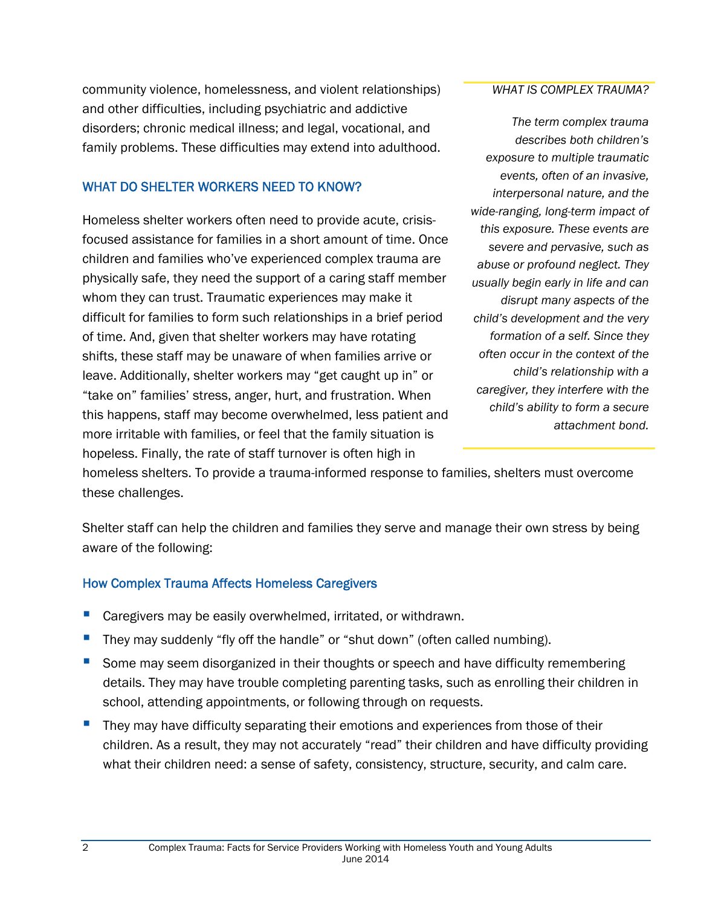community violence, homelessness, and violent relationships) and other difficulties, including psychiatric and addictive disorders; chronic medical illness; and legal, vocational, and family problems. These difficulties may extend into adulthood.

> *WHAT IS COMPLEX TRAUMA?*
>
> *The term complex trauma describes both children's exposure to multiple traumatic events, often of an invasive, interpersonal nature, and the wide-ranging, long-term impact of this exposure. These events are severe and pervasive, such as abuse or profound neglect. They usually begin early in life and can disrupt many aspects of the child's development and the very formation of a self. Since they often occur in the context of the child's relationship with a caregiver, they interfere with the child's ability to form a secure attachment bond.*

## WHAT DO SHELTER WORKERS NEED TO KNOW?

Homeless shelter workers often need to provide acute, crisis-focused assistance for families in a short amount of time. Once children and families who've experienced complex trauma are physically safe, they need the support of a caring staff member whom they can trust. Traumatic experiences may make it difficult for families to form such relationships in a brief period of time. And, given that shelter workers may have rotating shifts, these staff may be unaware of when families arrive or leave. Additionally, shelter workers may "get caught up in" or "take on" families' stress, anger, hurt, and frustration. When this happens, staff may become overwhelmed, less patient and more irritable with families, or feel that the family situation is hopeless. Finally, the rate of staff turnover is often high in homeless shelters. To provide a trauma-informed response to families, shelters must overcome these challenges.

Shelter staff can help the children and families they serve and manage their own stress by being aware of the following:

### How Complex Trauma Affects Homeless Caregivers

- Caregivers may be easily overwhelmed, irritated, or withdrawn.
- They may suddenly "fly off the handle" or "shut down" (often called numbing).
- Some may seem disorganized in their thoughts or speech and have difficulty remembering details. They may have trouble completing parenting tasks, such as enrolling their children in school, attending appointments, or following through on requests.
- They may have difficulty separating their emotions and experiences from those of their children. As a result, they may not accurately "read" their children and have difficulty providing what their children need: a sense of safety, consistency, structure, security, and calm care.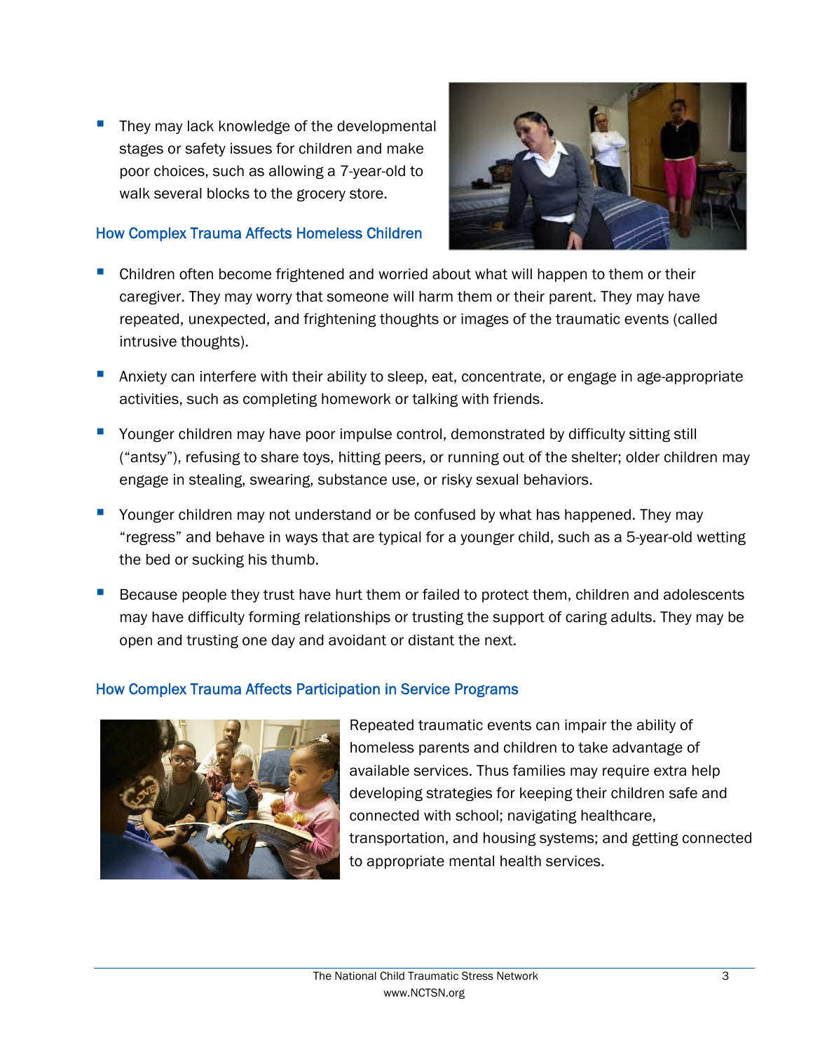- They may lack knowledge of the developmental stages or safety issues for children and make poor choices, such as allowing a 7-year-old to walk several blocks to the grocery store.

### How Complex Trauma Affects Homeless Children

- Children often become frightened and worried about what will happen to them or their caregiver. They may worry that someone will harm them or their parent. They may have repeated, unexpected, and frightening thoughts or images of the traumatic events (called intrusive thoughts).
- Anxiety can interfere with their ability to sleep, eat, concentrate, or engage in age-appropriate activities, such as completing homework or talking with friends.
- Younger children may have poor impulse control, demonstrated by difficulty sitting still ("antsy"), refusing to share toys, hitting peers, or running out of the shelter; older children may engage in stealing, swearing, substance use, or risky sexual behaviors.
- Younger children may not understand or be confused by what has happened. They may "regress" and behave in ways that are typical for a younger child, such as a 5-year-old wetting the bed or sucking his thumb.
- Because people they trust have hurt them or failed to protect them, children and adolescents may have difficulty forming relationships or trusting the support of caring adults. They may be open and trusting one day and avoidant or distant the next.

### How Complex Trauma Affects Participation in Service Programs

Repeated traumatic events can impair the ability of homeless parents and children to take advantage of available services. Thus families may require extra help developing strategies for keeping their children safe and connected with school; navigating healthcare, transportation, and housing systems; and getting connected to appropriate mental health services.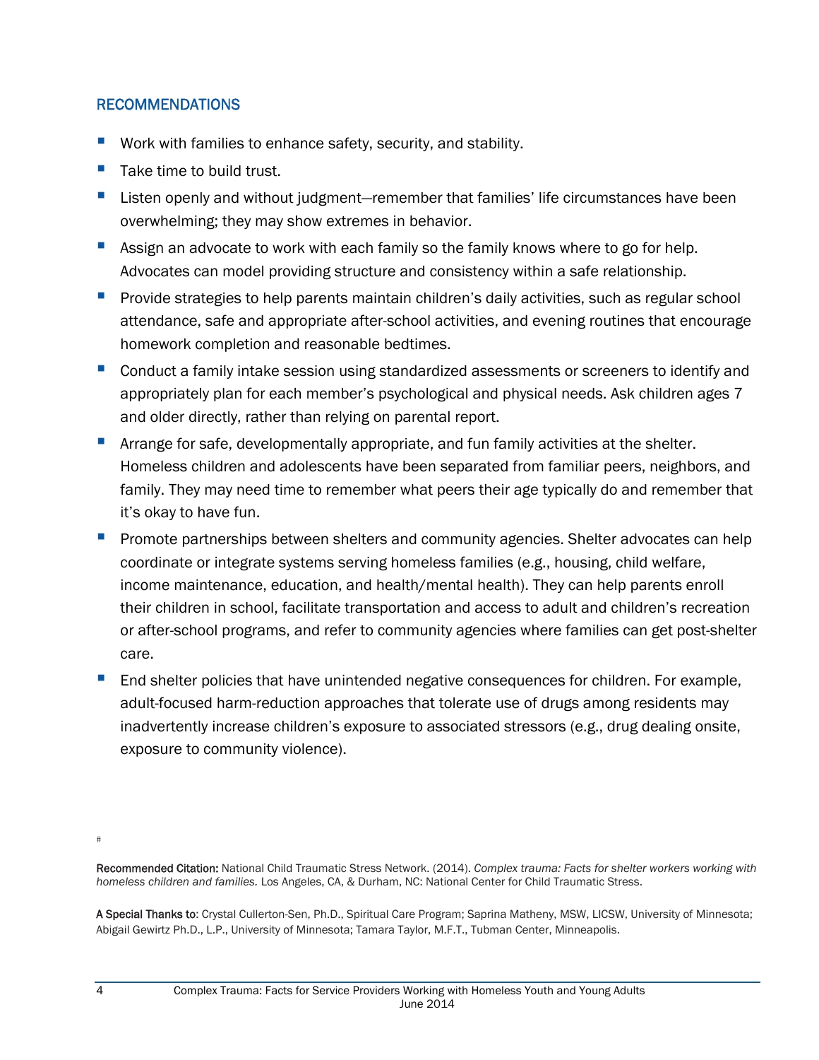## RECOMMENDATIONS

- Work with families to enhance safety, security, and stability.
- Take time to build trust.
- Listen openly and without judgment—remember that families' life circumstances have been overwhelming; they may show extremes in behavior.
- Assign an advocate to work with each family so the family knows where to go for help. Advocates can model providing structure and consistency within a safe relationship.
- Provide strategies to help parents maintain children's daily activities, such as regular school attendance, safe and appropriate after-school activities, and evening routines that encourage homework completion and reasonable bedtimes.
- Conduct a family intake session using standardized assessments or screeners to identify and appropriately plan for each member's psychological and physical needs. Ask children ages 7 and older directly, rather than relying on parental report.
- Arrange for safe, developmentally appropriate, and fun family activities at the shelter. Homeless children and adolescents have been separated from familiar peers, neighbors, and family. They may need time to remember what peers their age typically do and remember that it's okay to have fun.
- Promote partnerships between shelters and community agencies. Shelter advocates can help coordinate or integrate systems serving homeless families (e.g., housing, child welfare, income maintenance, education, and health/mental health). They can help parents enroll their children in school, facilitate transportation and access to adult and children's recreation or after-school programs, and refer to community agencies where families can get post-shelter care.
- End shelter policies that have unintended negative consequences for children. For example, adult-focused harm-reduction approaches that tolerate use of drugs among residents may inadvertently increase children's exposure to associated stressors (e.g., drug dealing onsite, exposure to community violence).

#

**Recommended Citation:** National Child Traumatic Stress Network. (2014). *Complex trauma: Facts for shelter workers working with homeless children and families.* Los Angeles, CA, & Durham, NC: National Center for Child Traumatic Stress.

**A Special Thanks to**: Crystal Cullerton-Sen, Ph.D., Spiritual Care Program; Saprina Matheny, MSW, LICSW, University of Minnesota; Abigail Gewirtz Ph.D., L.P., University of Minnesota; Tamara Taylor, M.F.T., Tubman Center, Minneapolis.